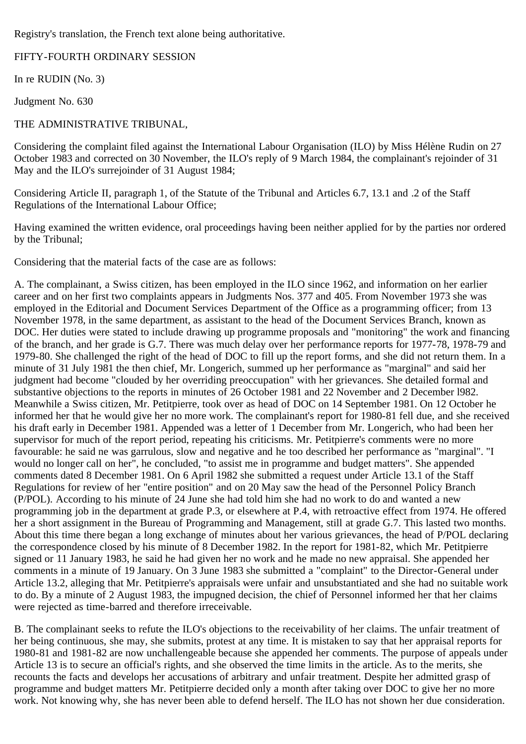Registry's translation, the French text alone being authoritative.

FIFTY-FOURTH ORDINARY SESSION

In re RUDIN (No. 3)

Judgment No. 630

THE ADMINISTRATIVE TRIBUNAL,

Considering the complaint filed against the International Labour Organisation (ILO) by Miss Hélène Rudin on 27 October 1983 and corrected on 30 November, the ILO's reply of 9 March 1984, the complainant's rejoinder of 31 May and the ILO's surrejoinder of 31 August 1984;

Considering Article II, paragraph 1, of the Statute of the Tribunal and Articles 6.7, 13.1 and .2 of the Staff Regulations of the International Labour Office;

Having examined the written evidence, oral proceedings having been neither applied for by the parties nor ordered by the Tribunal;

Considering that the material facts of the case are as follows:

A. The complainant, a Swiss citizen, has been employed in the ILO since 1962, and information on her earlier career and on her first two complaints appears in Judgments Nos. 377 and 405. From November 1973 she was employed in the Editorial and Document Services Department of the Office as a programming officer; from 13 November 1978, in the same department, as assistant to the head of the Document Services Branch, known as DOC. Her duties were stated to include drawing up programme proposals and "monitoring" the work and financing of the branch, and her grade is G.7. There was much delay over her performance reports for 1977-78, 1978-79 and 1979-80. She challenged the right of the head of DOC to fill up the report forms, and she did not return them. In a minute of 31 July 1981 the then chief, Mr. Longerich, summed up her performance as "marginal" and said her judgment had become "clouded by her overriding preoccupation" with her grievances. She detailed formal and substantive objections to the reports in minutes of 26 October 1981 and 22 November and 2 December l982. Meanwhile a Swiss citizen, Mr. Petitpierre, took over as head of DOC on 14 September 1981. On 12 October he informed her that he would give her no more work. The complainant's report for 1980-81 fell due, and she received his draft early in December 1981. Appended was a letter of 1 December from Mr. Longerich, who had been her supervisor for much of the report period, repeating his criticisms. Mr. Petitpierre's comments were no more favourable: he said ne was garrulous, slow and negative and he too described her performance as "marginal". "I would no longer call on her", he concluded, "to assist me in programme and budget matters". She appended comments dated 8 December 1981. On 6 April 1982 she submitted a request under Article 13.1 of the Staff Regulations for review of her "entire position" and on 20 May saw the head of the Personnel Policy Branch (P/POL). According to his minute of 24 June she had told him she had no work to do and wanted a new programming job in the department at grade P.3, or elsewhere at P.4, with retroactive effect from 1974. He offered her a short assignment in the Bureau of Programming and Management, still at grade G.7. This lasted two months. About this time there began a long exchange of minutes about her various grievances, the head of P/POL declaring the correspondence closed by his minute of 8 December 1982. In the report for 1981-82, which Mr. Petitpierre signed or 11 January 1983, he said he had given her no work and he made no new appraisal. She appended her comments in a minute of 19 January. On 3 June 1983 she submitted a "complaint" to the Director-General under Article 13.2, alleging that Mr. Petitpierre's appraisals were unfair and unsubstantiated and she had no suitable work to do. By a minute of 2 August 1983, the impugned decision, the chief of Personnel informed her that her claims were rejected as time-barred and therefore irreceivable.

B. The complainant seeks to refute the ILO's objections to the receivability of her claims. The unfair treatment of her being continuous, she may, she submits, protest at any time. It is mistaken to say that her appraisal reports for 1980-81 and 1981-82 are now unchallengeable because she appended her comments. The purpose of appeals under Article 13 is to secure an official's rights, and she observed the time limits in the article. As to the merits, she recounts the facts and develops her accusations of arbitrary and unfair treatment. Despite her admitted grasp of programme and budget matters Mr. Petitpierre decided only a month after taking over DOC to give her no more work. Not knowing why, she has never been able to defend herself. The ILO has not shown her due consideration.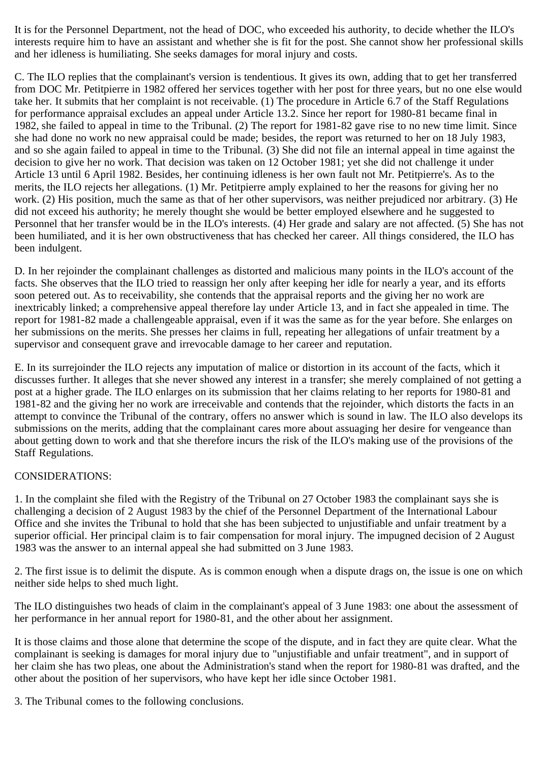It is for the Personnel Department, not the head of DOC, who exceeded his authority, to decide whether the ILO's interests require him to have an assistant and whether she is fit for the post. She cannot show her professional skills and her idleness is humiliating. She seeks damages for moral injury and costs.

C. The ILO replies that the complainant's version is tendentious. It gives its own, adding that to get her transferred from DOC Mr. Petitpierre in 1982 offered her services together with her post for three years, but no one else would take her. It submits that her complaint is not receivable. (1) The procedure in Article 6.7 of the Staff Regulations for performance appraisal excludes an appeal under Article 13.2. Since her report for 1980-81 became final in 1982, she failed to appeal in time to the Tribunal. (2) The report for 1981-82 gave rise to no new time limit. Since she had done no work no new appraisal could be made; besides, the report was returned to her on 18 July 1983, and so she again failed to appeal in time to the Tribunal. (3) She did not file an internal appeal in time against the decision to give her no work. That decision was taken on 12 October 1981; yet she did not challenge it under Article 13 until 6 April 1982. Besides, her continuing idleness is her own fault not Mr. Petitpierre's. As to the merits, the ILO rejects her allegations. (1) Mr. Petitpierre amply explained to her the reasons for giving her no work. (2) His position, much the same as that of her other supervisors, was neither prejudiced nor arbitrary. (3) He did not exceed his authority; he merely thought she would be better employed elsewhere and he suggested to Personnel that her transfer would be in the ILO's interests. (4) Her grade and salary are not affected. (5) She has not been humiliated, and it is her own obstructiveness that has checked her career. All things considered, the ILO has been indulgent.

D. In her rejoinder the complainant challenges as distorted and malicious many points in the ILO's account of the facts. She observes that the ILO tried to reassign her only after keeping her idle for nearly a year, and its efforts soon petered out. As to receivability, she contends that the appraisal reports and the giving her no work are inextricably linked; a comprehensive appeal therefore lay under Article 13, and in fact she appealed in time. The report for 1981-82 made a challengeable appraisal, even if it was the same as for the year before. She enlarges on her submissions on the merits. She presses her claims in full, repeating her allegations of unfair treatment by a supervisor and consequent grave and irrevocable damage to her career and reputation.

E. In its surrejoinder the ILO rejects any imputation of malice or distortion in its account of the facts, which it discusses further. It alleges that she never showed any interest in a transfer; she merely complained of not getting a post at a higher grade. The ILO enlarges on its submission that her claims relating to her reports for 1980-81 and 1981-82 and the giving her no work are irreceivable and contends that the rejoinder, which distorts the facts in an attempt to convince the Tribunal of the contrary, offers no answer which is sound in law. The ILO also develops its submissions on the merits, adding that the complainant cares more about assuaging her desire for vengeance than about getting down to work and that she therefore incurs the risk of the ILO's making use of the provisions of the Staff Regulations.

CONSIDERATIONS:

1. In the complaint she filed with the Registry of the Tribunal on 27 October 1983 the complainant says she is challenging a decision of 2 August 1983 by the chief of the Personnel Department of the International Labour Office and she invites the Tribunal to hold that she has been subjected to unjustifiable and unfair treatment by a superior official. Her principal claim is to fair compensation for moral injury. The impugned decision of 2 August 1983 was the answer to an internal appeal she had submitted on 3 June 1983.

2. The first issue is to delimit the dispute. As is common enough when a dispute drags on, the issue is one on which neither side helps to shed much light.

The ILO distinguishes two heads of claim in the complainant's appeal of 3 June 1983: one about the assessment of her performance in her annual report for 1980-81, and the other about her assignment.

It is those claims and those alone that determine the scope of the dispute, and in fact they are quite clear. What the complainant is seeking is damages for moral injury due to "unjustifiable and unfair treatment", and in support of her claim she has two pleas, one about the Administration's stand when the report for 1980-81 was drafted, and the other about the position of her supervisors, who have kept her idle since October 1981.

3. The Tribunal comes to the following conclusions.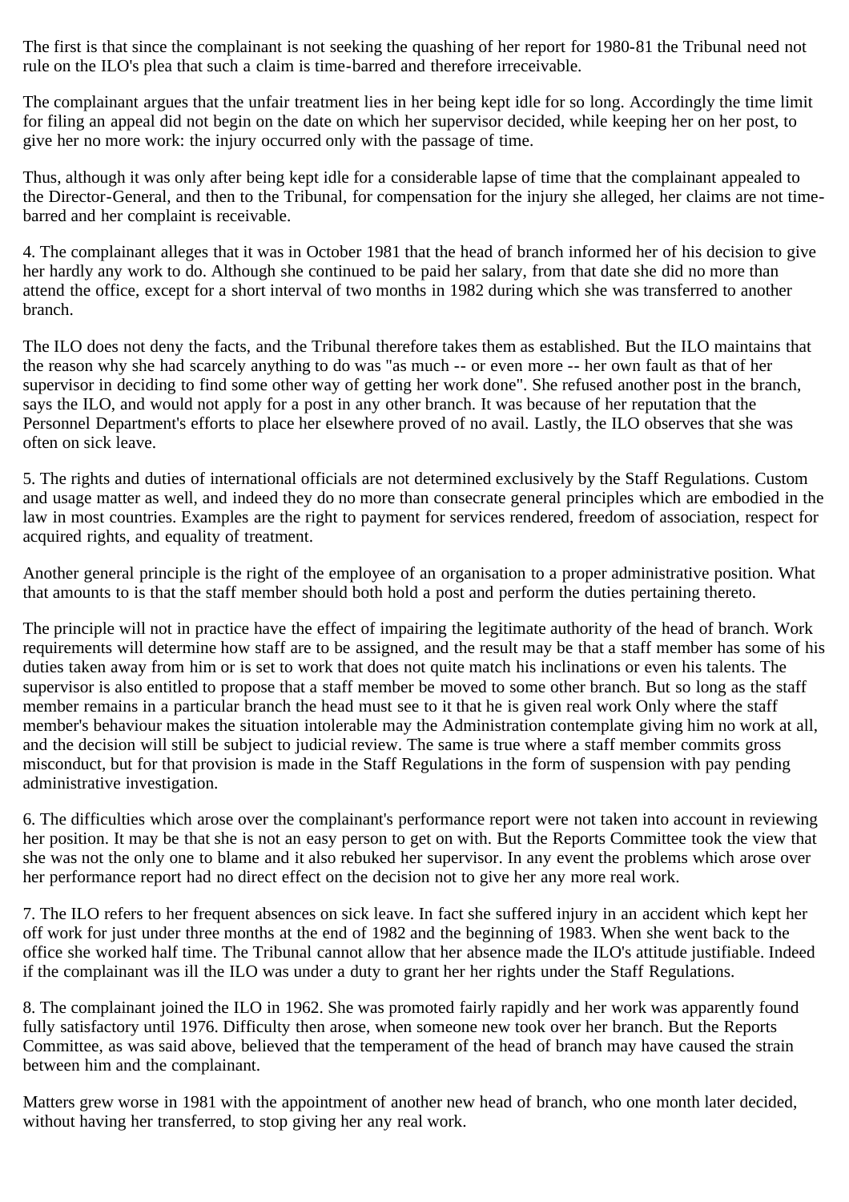The first is that since the complainant is not seeking the quashing of her report for 1980-81 the Tribunal need not rule on the ILO's plea that such a claim is time-barred and therefore irreceivable.

The complainant argues that the unfair treatment lies in her being kept idle for so long. Accordingly the time limit for filing an appeal did not begin on the date on which her supervisor decided, while keeping her on her post, to give her no more work: the injury occurred only with the passage of time.

Thus, although it was only after being kept idle for a considerable lapse of time that the complainant appealed to the Director-General, and then to the Tribunal, for compensation for the injury she alleged, her claims are not time-barred and her complaint is receivable.

4. The complainant alleges that it was in October 1981 that the head of branch informed her of his decision to give her hardly any work to do. Although she continued to be paid her salary, from that date she did no more than attend the office, except for a short interval of two months in 1982 during which she was transferred to another branch.

The ILO does not deny the facts, and the Tribunal therefore takes them as established. But the ILO maintains that the reason why she had scarcely anything to do was "as much -- or even more -- her own fault as that of her supervisor in deciding to find some other way of getting her work done". She refused another post in the branch, says the ILO, and would not apply for a post in any other branch. It was because of her reputation that the Personnel Department's efforts to place her elsewhere proved of no avail. Lastly, the ILO observes that she was often on sick leave.

5. The rights and duties of international officials are not determined exclusively by the Staff Regulations. Custom and usage matter as well, and indeed they do no more than consecrate general principles which are embodied in the law in most countries. Examples are the right to payment for services rendered, freedom of association, respect for acquired rights, and equality of treatment.

Another general principle is the right of the employee of an organisation to a proper administrative position. What that amounts to is that the staff member should both hold a post and perform the duties pertaining thereto.

The principle will not in practice have the effect of impairing the legitimate authority of the head of branch. Work requirements will determine how staff are to be assigned, and the result may be that a staff member has some of his duties taken away from him or is set to work that does not quite match his inclinations or even his talents. The supervisor is also entitled to propose that a staff member be moved to some other branch. But so long as the staff member remains in a particular branch the head must see to it that he is given real work Only where the staff member's behaviour makes the situation intolerable may the Administration contemplate giving him no work at all, and the decision will still be subject to judicial review. The same is true where a staff member commits gross misconduct, but for that provision is made in the Staff Regulations in the form of suspension with pay pending administrative investigation.

6. The difficulties which arose over the complainant's performance report were not taken into account in reviewing her position. It may be that she is not an easy person to get on with. But the Reports Committee took the view that she was not the only one to blame and it also rebuked her supervisor. In any event the problems which arose over her performance report had no direct effect on the decision not to give her any more real work.

7. The ILO refers to her frequent absences on sick leave. In fact she suffered injury in an accident which kept her off work for just under three months at the end of 1982 and the beginning of 1983. When she went back to the office she worked half time. The Tribunal cannot allow that her absence made the ILO's attitude justifiable. Indeed if the complainant was ill the ILO was under a duty to grant her her rights under the Staff Regulations.

8. The complainant joined the ILO in 1962. She was promoted fairly rapidly and her work was apparently found fully satisfactory until 1976. Difficulty then arose, when someone new took over her branch. But the Reports Committee, as was said above, believed that the temperament of the head of branch may have caused the strain between him and the complainant.

Matters grew worse in 1981 with the appointment of another new head of branch, who one month later decided, without having her transferred, to stop giving her any real work.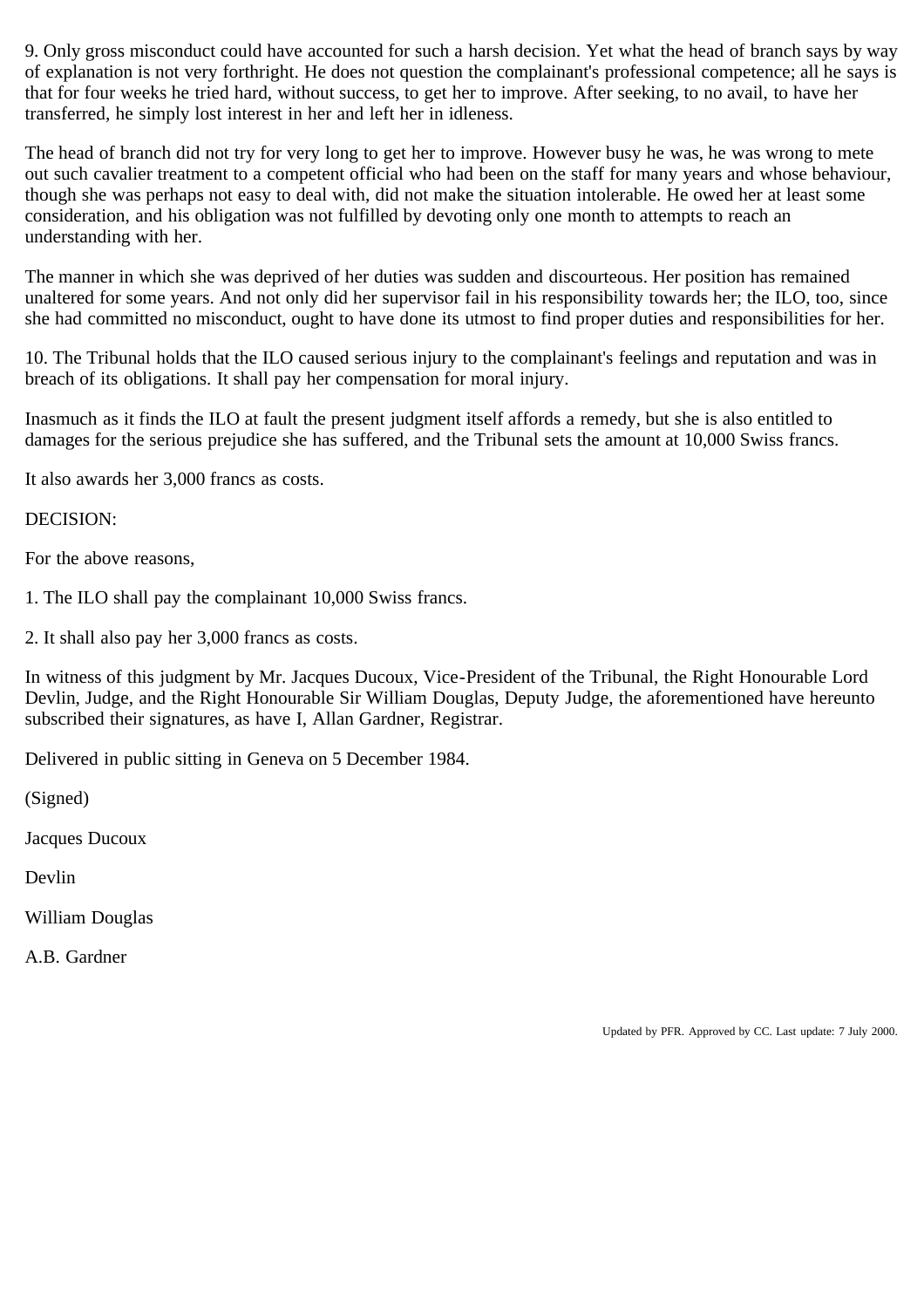9. Only gross misconduct could have accounted for such a harsh decision. Yet what the head of branch says by way of explanation is not very forthright. He does not question the complainant's professional competence; all he says is that for four weeks he tried hard, without success, to get her to improve. After seeking, to no avail, to have her transferred, he simply lost interest in her and left her in idleness.

The head of branch did not try for very long to get her to improve. However busy he was, he was wrong to mete out such cavalier treatment to a competent official who had been on the staff for many years and whose behaviour, though she was perhaps not easy to deal with, did not make the situation intolerable. He owed her at least some consideration, and his obligation was not fulfilled by devoting only one month to attempts to reach an understanding with her.

The manner in which she was deprived of her duties was sudden and discourteous. Her position has remained unaltered for some years. And not only did her supervisor fail in his responsibility towards her; the ILO, too, since she had committed no misconduct, ought to have done its utmost to find proper duties and responsibilities for her.

10. The Tribunal holds that the ILO caused serious injury to the complainant's feelings and reputation and was in breach of its obligations. It shall pay her compensation for moral injury.

Inasmuch as it finds the ILO at fault the present judgment itself affords a remedy, but she is also entitled to damages for the serious prejudice she has suffered, and the Tribunal sets the amount at 10,000 Swiss francs.

It also awards her 3,000 francs as costs.

DECISION:

For the above reasons,

1. The ILO shall pay the complainant 10,000 Swiss francs.

2. It shall also pay her 3,000 francs as costs.

In witness of this judgment by Mr. Jacques Ducoux, Vice-President of the Tribunal, the Right Honourable Lord Devlin, Judge, and the Right Honourable Sir William Douglas, Deputy Judge, the aforementioned have hereunto subscribed their signatures, as have I, Allan Gardner, Registrar.

Delivered in public sitting in Geneva on 5 December 1984.

(Signed)

Jacques Ducoux

Devlin

William Douglas

A.B. Gardner

Updated by PFR. Approved by CC. Last update: 7 July 2000.